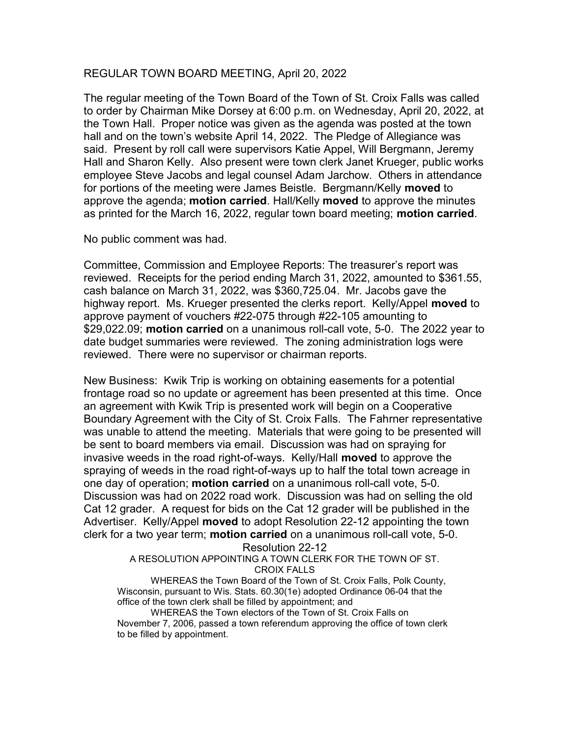REGULAR TOWN BOARD MEETING, April 20, 2022

The regular meeting of the Town Board of the Town of St. Croix Falls was called to order by Chairman Mike Dorsey at 6:00 p.m. on Wednesday, April 20, 2022, at the Town Hall. Proper notice was given as the agenda was posted at the town hall and on the town's website April 14, 2022. The Pledge of Allegiance was said. Present by roll call were supervisors Katie Appel, Will Bergmann, Jeremy Hall and Sharon Kelly. Also present were town clerk Janet Krueger, public works employee Steve Jacobs and legal counsel Adam Jarchow. Others in attendance for portions of the meeting were James Beistle. Bergmann/Kelly **moved** to approve the agenda; **motion carried**. Hall/Kelly **moved** to approve the minutes as printed for the March 16, 2022, regular town board meeting; **motion carried**.

No public comment was had.

Committee, Commission and Employee Reports: The treasurer's report was reviewed. Receipts for the period ending March 31, 2022, amounted to $361.55, cash balance on March 31, 2022, was $360,725.04. Mr. Jacobs gave the highway report. Ms. Krueger presented the clerks report. Kelly/Appel **moved** to approve payment of vouchers #22-075 through #22-105 amounting to $29,022.09; **motion carried** on a unanimous roll-call vote, 5-0. The 2022 year to date budget summaries were reviewed. The zoning administration logs were reviewed. There were no supervisor or chairman reports.

New Business: Kwik Trip is working on obtaining easements for a potential frontage road so no update or agreement has been presented at this time. Once an agreement with Kwik Trip is presented work will begin on a Cooperative Boundary Agreement with the City of St. Croix Falls. The Fahrner representative was unable to attend the meeting. Materials that were going to be presented will be sent to board members via email. Discussion was had on spraying for invasive weeds in the road right-of-ways. Kelly/Hall **moved** to approve the spraying of weeds in the road right-of-ways up to half the total town acreage in one day of operation; **motion carried** on a unanimous roll-call vote, 5-0. Discussion was had on 2022 road work. Discussion was had on selling the old Cat 12 grader. A request for bids on the Cat 12 grader will be published in the Advertiser. Kelly/Appel **moved** to adopt Resolution 22-12 appointing the town clerk for a two year term; **motion carried** on a unanimous roll-call vote, 5-0.

Resolution 22-12

A RESOLUTION APPOINTING A TOWN CLERK FOR THE TOWN OF ST. CROIX FALLS

WHEREAS the Town Board of the Town of St. Croix Falls, Polk County, Wisconsin, pursuant to Wis. Stats. 60.30(1e) adopted Ordinance 06-04 that the office of the town clerk shall be filled by appointment; and

WHEREAS the Town electors of the Town of St. Croix Falls on November 7, 2006, passed a town referendum approving the office of town clerk to be filled by appointment.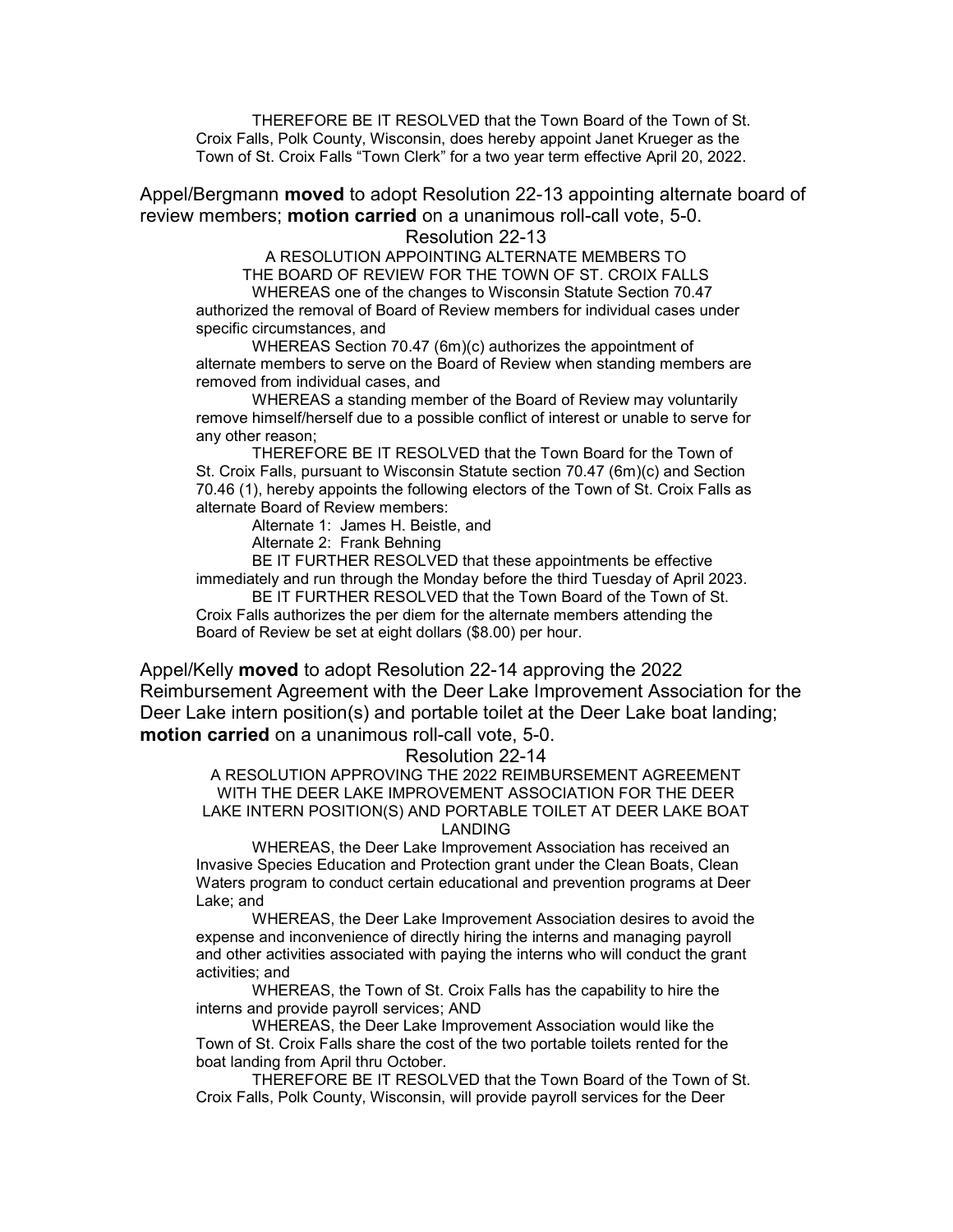THEREFORE BE IT RESOLVED that the Town Board of the Town of St. Croix Falls, Polk County, Wisconsin, does hereby appoint Janet Krueger as the Town of St. Croix Falls "Town Clerk" for a two year term effective April 20, 2022.

Appel/Bergmann **moved** to adopt Resolution 22-13 appointing alternate board of review members; **motion carried** on a unanimous roll-call vote, 5-0.

Resolution 22-13

A RESOLUTION APPOINTING ALTERNATE MEMBERS TO THE BOARD OF REVIEW FOR THE TOWN OF ST. CROIX FALLS

WHEREAS one of the changes to Wisconsin Statute Section 70.47 authorized the removal of Board of Review members for individual cases under specific circumstances, and

WHEREAS Section 70.47 (6m)(c) authorizes the appointment of alternate members to serve on the Board of Review when standing members are removed from individual cases, and

WHEREAS a standing member of the Board of Review may voluntarily remove himself/herself due to a possible conflict of interest or unable to serve for any other reason;

THEREFORE BE IT RESOLVED that the Town Board for the Town of St. Croix Falls, pursuant to Wisconsin Statute section 70.47 (6m)(c) and Section 70.46 (1), hereby appoints the following electors of the Town of St. Croix Falls as alternate Board of Review members:

Alternate 1: James H. Beistle, and

Alternate 2: Frank Behning

BE IT FURTHER RESOLVED that these appointments be effective immediately and run through the Monday before the third Tuesday of April 2023.

BE IT FURTHER RESOLVED that the Town Board of the Town of St. Croix Falls authorizes the per diem for the alternate members attending the Board of Review be set at eight dollars ($8.00) per hour.

Appel/Kelly **moved** to adopt Resolution 22-14 approving the 2022 Reimbursement Agreement with the Deer Lake Improvement Association for the Deer Lake intern position(s) and portable toilet at the Deer Lake boat landing; **motion carried** on a unanimous roll-call vote, 5-0.

Resolution 22-14

A RESOLUTION APPROVING THE 2022 REIMBURSEMENT AGREEMENT WITH THE DEER LAKE IMPROVEMENT ASSOCIATION FOR THE DEER LAKE INTERN POSITION(S) AND PORTABLE TOILET AT DEER LAKE BOAT LANDING

WHEREAS, the Deer Lake Improvement Association has received an Invasive Species Education and Protection grant under the Clean Boats, Clean Waters program to conduct certain educational and prevention programs at Deer Lake; and

WHEREAS, the Deer Lake Improvement Association desires to avoid the expense and inconvenience of directly hiring the interns and managing payroll and other activities associated with paying the interns who will conduct the grant activities; and

WHEREAS, the Town of St. Croix Falls has the capability to hire the interns and provide payroll services; AND

WHEREAS, the Deer Lake Improvement Association would like the Town of St. Croix Falls share the cost of the two portable toilets rented for the boat landing from April thru October.

THEREFORE BE IT RESOLVED that the Town Board of the Town of St. Croix Falls, Polk County, Wisconsin, will provide payroll services for the Deer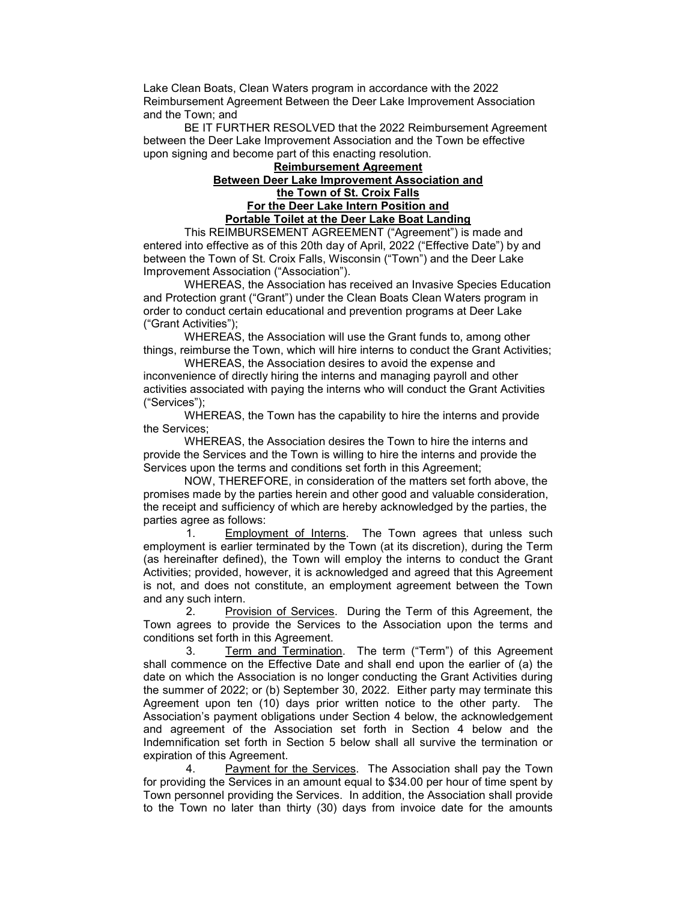Lake Clean Boats, Clean Waters program in accordance with the 2022 Reimbursement Agreement Between the Deer Lake Improvement Association and the Town; and

BE IT FURTHER RESOLVED that the 2022 Reimbursement Agreement between the Deer Lake Improvement Association and the Town be effective upon signing and become part of this enacting resolution.

**Reimbursement Agreement**
**Between Deer Lake Improvement Association and**
**the Town of St. Croix Falls**
**For the Deer Lake Intern Position and**
**Portable Toilet at the Deer Lake Boat Landing**

This REIMBURSEMENT AGREEMENT ("Agreement") is made and entered into effective as of this 20th day of April, 2022 ("Effective Date") by and between the Town of St. Croix Falls, Wisconsin ("Town") and the Deer Lake Improvement Association ("Association").

WHEREAS, the Association has received an Invasive Species Education and Protection grant ("Grant") under the Clean Boats Clean Waters program in order to conduct certain educational and prevention programs at Deer Lake ("Grant Activities");

WHEREAS, the Association will use the Grant funds to, among other things, reimburse the Town, which will hire interns to conduct the Grant Activities;

WHEREAS, the Association desires to avoid the expense and inconvenience of directly hiring the interns and managing payroll and other activities associated with paying the interns who will conduct the Grant Activities ("Services");

WHEREAS, the Town has the capability to hire the interns and provide the Services;

WHEREAS, the Association desires the Town to hire the interns and provide the Services and the Town is willing to hire the interns and provide the Services upon the terms and conditions set forth in this Agreement;

NOW, THEREFORE, in consideration of the matters set forth above, the promises made by the parties herein and other good and valuable consideration, the receipt and sufficiency of which are hereby acknowledged by the parties, the parties agree as follows:

1. Employment of Interns. The Town agrees that unless such employment is earlier terminated by the Town (at its discretion), during the Term (as hereinafter defined), the Town will employ the interns to conduct the Grant Activities; provided, however, it is acknowledged and agreed that this Agreement is not, and does not constitute, an employment agreement between the Town and any such intern.

2. Provision of Services. During the Term of this Agreement, the Town agrees to provide the Services to the Association upon the terms and conditions set forth in this Agreement.

3. Term and Termination. The term ("Term") of this Agreement shall commence on the Effective Date and shall end upon the earlier of (a) the date on which the Association is no longer conducting the Grant Activities during the summer of 2022; or (b) September 30, 2022. Either party may terminate this Agreement upon ten (10) days prior written notice to the other party. The Association's payment obligations under Section 4 below, the acknowledgement and agreement of the Association set forth in Section 4 below and the Indemnification set forth in Section 5 below shall all survive the termination or expiration of this Agreement.

4. Payment for the Services. The Association shall pay the Town for providing the Services in an amount equal to $34.00 per hour of time spent by Town personnel providing the Services. In addition, the Association shall provide to the Town no later than thirty (30) days from invoice date for the amounts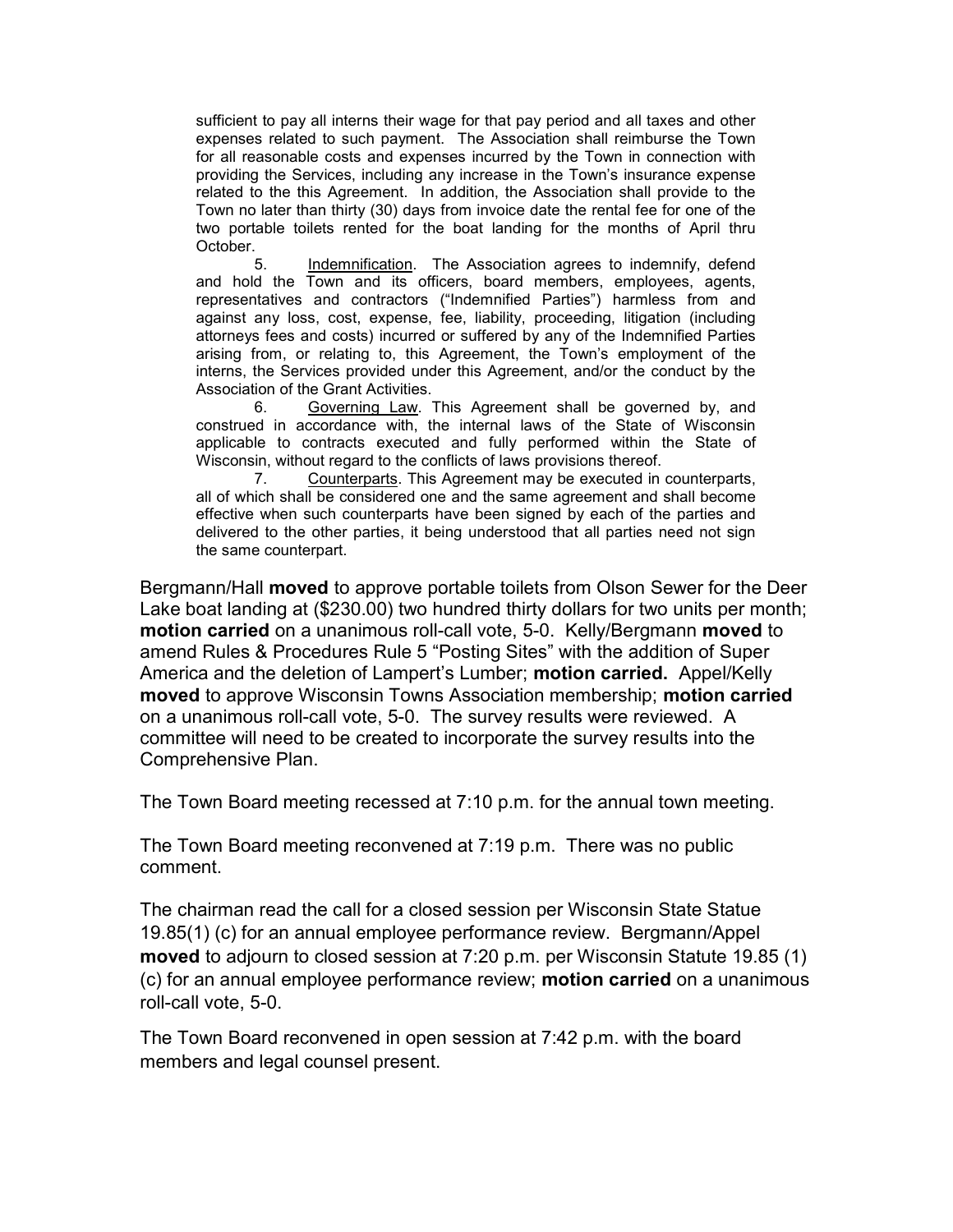sufficient to pay all interns their wage for that pay period and all taxes and other expenses related to such payment. The Association shall reimburse the Town for all reasonable costs and expenses incurred by the Town in connection with providing the Services, including any increase in the Town's insurance expense related to the this Agreement. In addition, the Association shall provide to the Town no later than thirty (30) days from invoice date the rental fee for one of the two portable toilets rented for the boat landing for the months of April thru October.

5. Indemnification. The Association agrees to indemnify, defend and hold the Town and its officers, board members, employees, agents, representatives and contractors ("Indemnified Parties") harmless from and against any loss, cost, expense, fee, liability, proceeding, litigation (including attorneys fees and costs) incurred or suffered by any of the Indemnified Parties arising from, or relating to, this Agreement, the Town's employment of the interns, the Services provided under this Agreement, and/or the conduct by the Association of the Grant Activities.

6. Governing Law. This Agreement shall be governed by, and construed in accordance with, the internal laws of the State of Wisconsin applicable to contracts executed and fully performed within the State of Wisconsin, without regard to the conflicts of laws provisions thereof.

7. Counterparts. This Agreement may be executed in counterparts, all of which shall be considered one and the same agreement and shall become effective when such counterparts have been signed by each of the parties and delivered to the other parties, it being understood that all parties need not sign the same counterpart.

Bergmann/Hall **moved** to approve portable toilets from Olson Sewer for the Deer Lake boat landing at ($230.00) two hundred thirty dollars for two units per month; **motion carried** on a unanimous roll-call vote, 5-0. Kelly/Bergmann **moved** to amend Rules & Procedures Rule 5 "Posting Sites" with the addition of Super America and the deletion of Lampert's Lumber; **motion carried.** Appel/Kelly **moved** to approve Wisconsin Towns Association membership; **motion carried** on a unanimous roll-call vote, 5-0. The survey results were reviewed. A committee will need to be created to incorporate the survey results into the Comprehensive Plan.

The Town Board meeting recessed at 7:10 p.m. for the annual town meeting.

The Town Board meeting reconvened at 7:19 p.m. There was no public comment.

The chairman read the call for a closed session per Wisconsin State Statue 19.85(1) (c) for an annual employee performance review. Bergmann/Appel **moved** to adjourn to closed session at 7:20 p.m. per Wisconsin Statute 19.85 (1) (c) for an annual employee performance review; **motion carried** on a unanimous roll-call vote, 5-0.

The Town Board reconvened in open session at 7:42 p.m. with the board members and legal counsel present.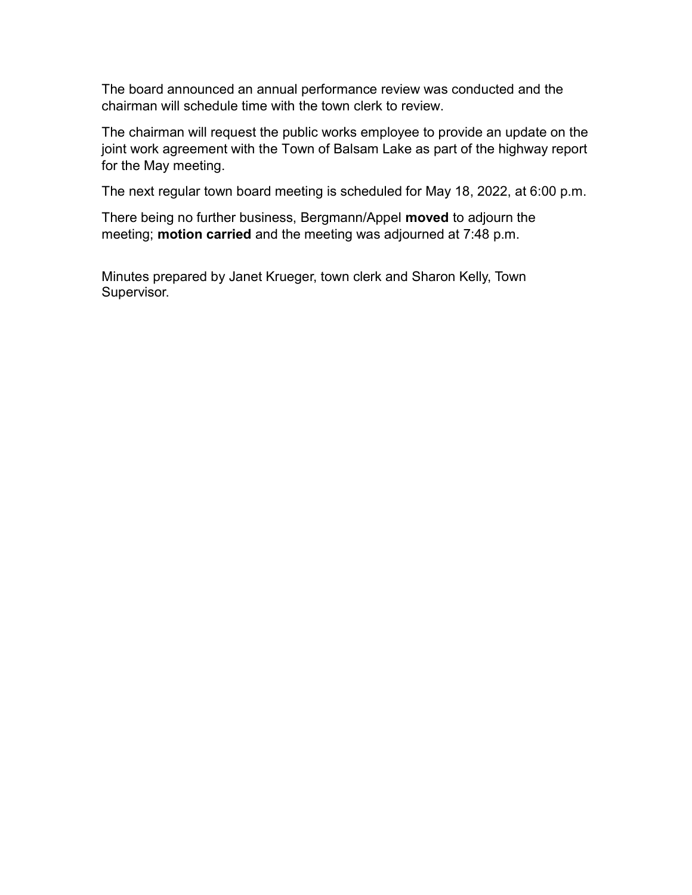The board announced an annual performance review was conducted and the chairman will schedule time with the town clerk to review.

The chairman will request the public works employee to provide an update on the joint work agreement with the Town of Balsam Lake as part of the highway report for the May meeting.

The next regular town board meeting is scheduled for May 18, 2022, at 6:00 p.m.

There being no further business, Bergmann/Appel **moved** to adjourn the meeting; **motion carried** and the meeting was adjourned at 7:48 p.m.

Minutes prepared by Janet Krueger, town clerk and Sharon Kelly, Town Supervisor.